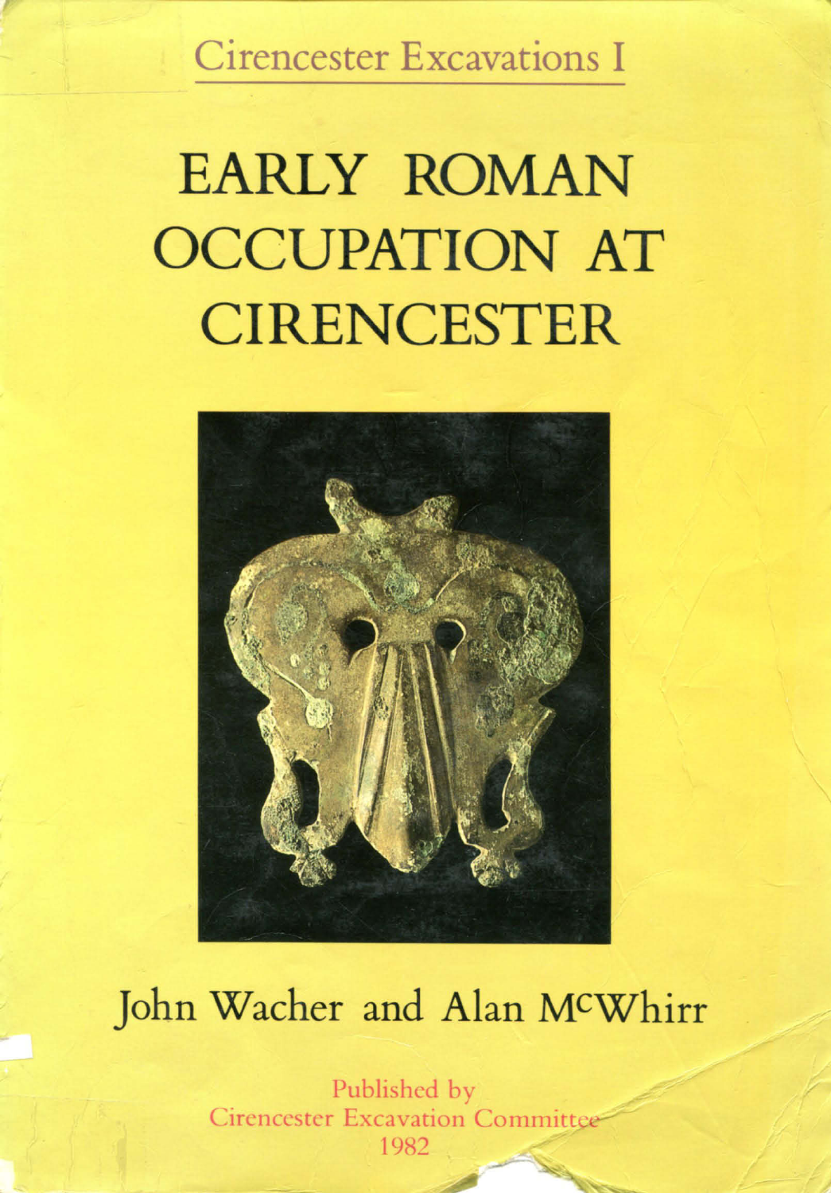Cirencester Excavations I

# EARLY ROMAN OCCUPATION AT CIRENCESTER

John Wacher and Alan McWhirr

Published by
Cirencester Excavation Committee
1982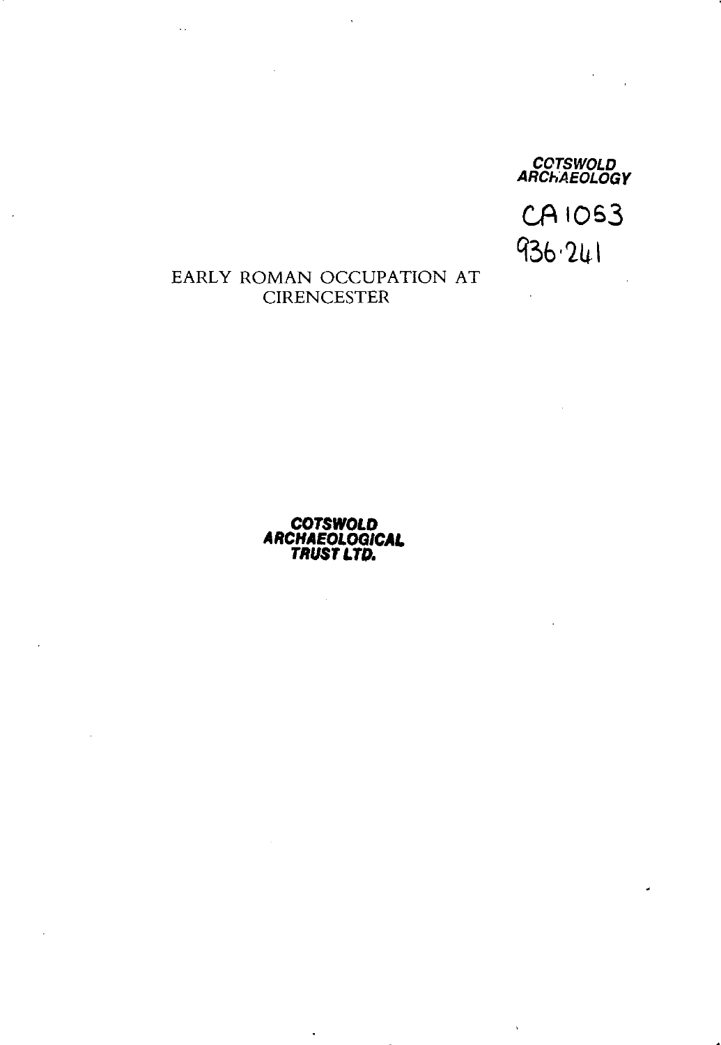COTSWOLD ARCHAEOLOGY

CA 1063

936.241

# EARLY ROMAN OCCUPATION AT CIRENCESTER

**COTSWOLD ARCHAEOLOGICAL TRUST LTD.**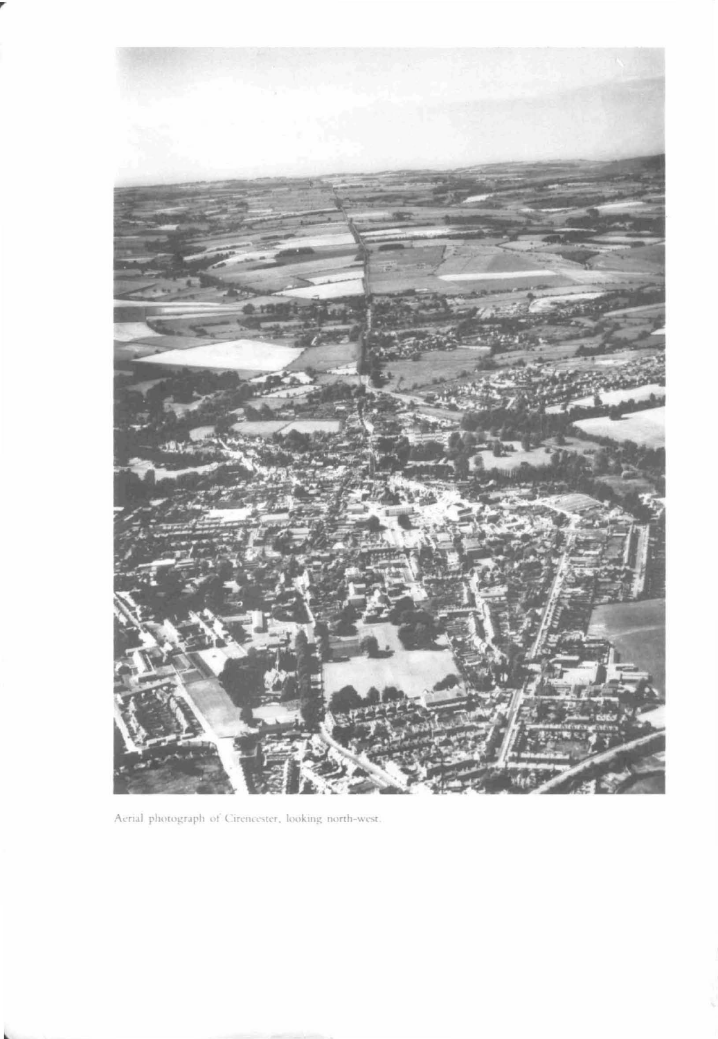Aerial photograph of Cirencester, looking north-west.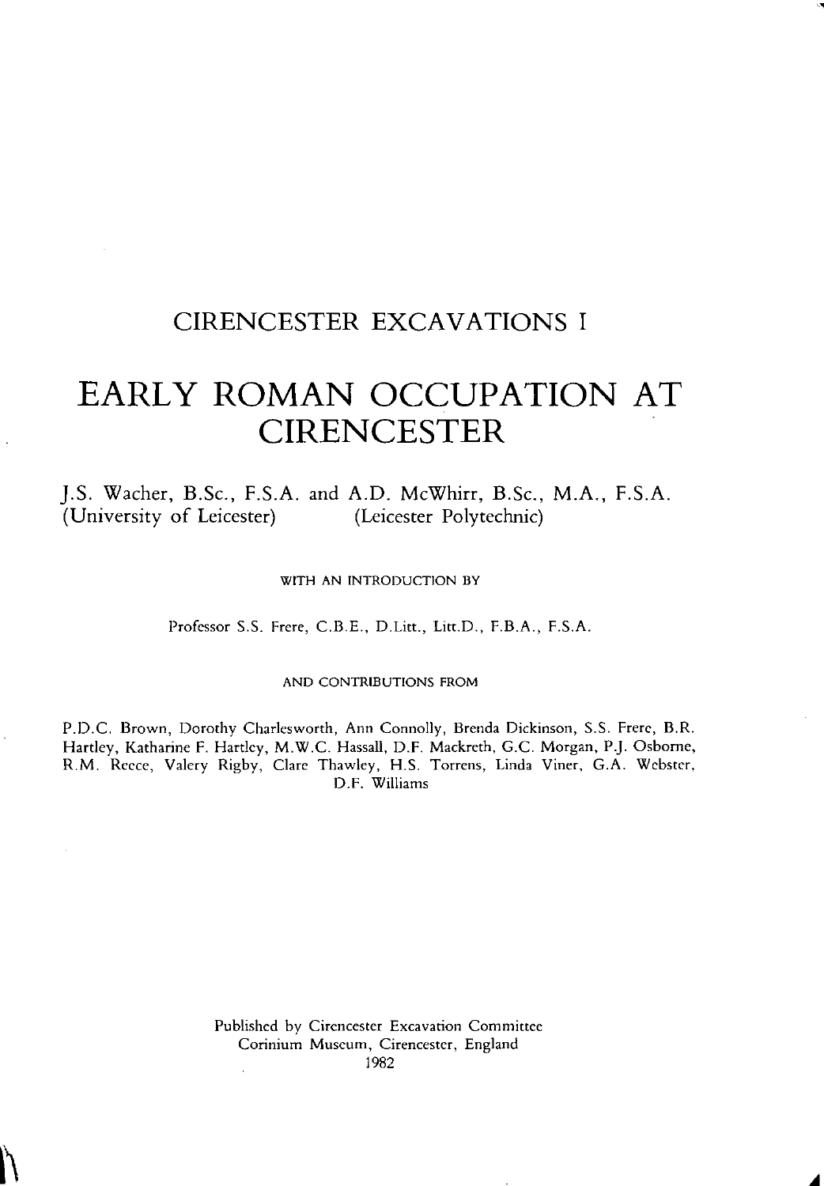## CIRENCESTER EXCAVATIONS I

# EARLY ROMAN OCCUPATION AT CIRENCESTER

J.S. Wacher, B.Sc., F.S.A. and A.D. McWhirr, B.Sc., M.A., F.S.A.
(University of Leicester) (Leicester Polytechnic)

WITH AN INTRODUCTION BY

Professor S.S. Frere, C.B.E., D.Litt., Litt.D., F.B.A., F.S.A.

AND CONTRIBUTIONS FROM

P.D.C. Brown, Dorothy Charlesworth, Ann Connolly, Brenda Dickinson, S.S. Frere, B.R. Hartley, Katharine F. Hartley, M.W.C. Hassall, D.F. Mackreth, G.C. Morgan, P.J. Osborne, R.M. Reece, Valery Rigby, Clare Thawley, H.S. Torrens, Linda Viner, G.A. Webster, D.F. Williams

Published by Cirencester Excavation Committee
Corinium Museum, Cirencester, England
1982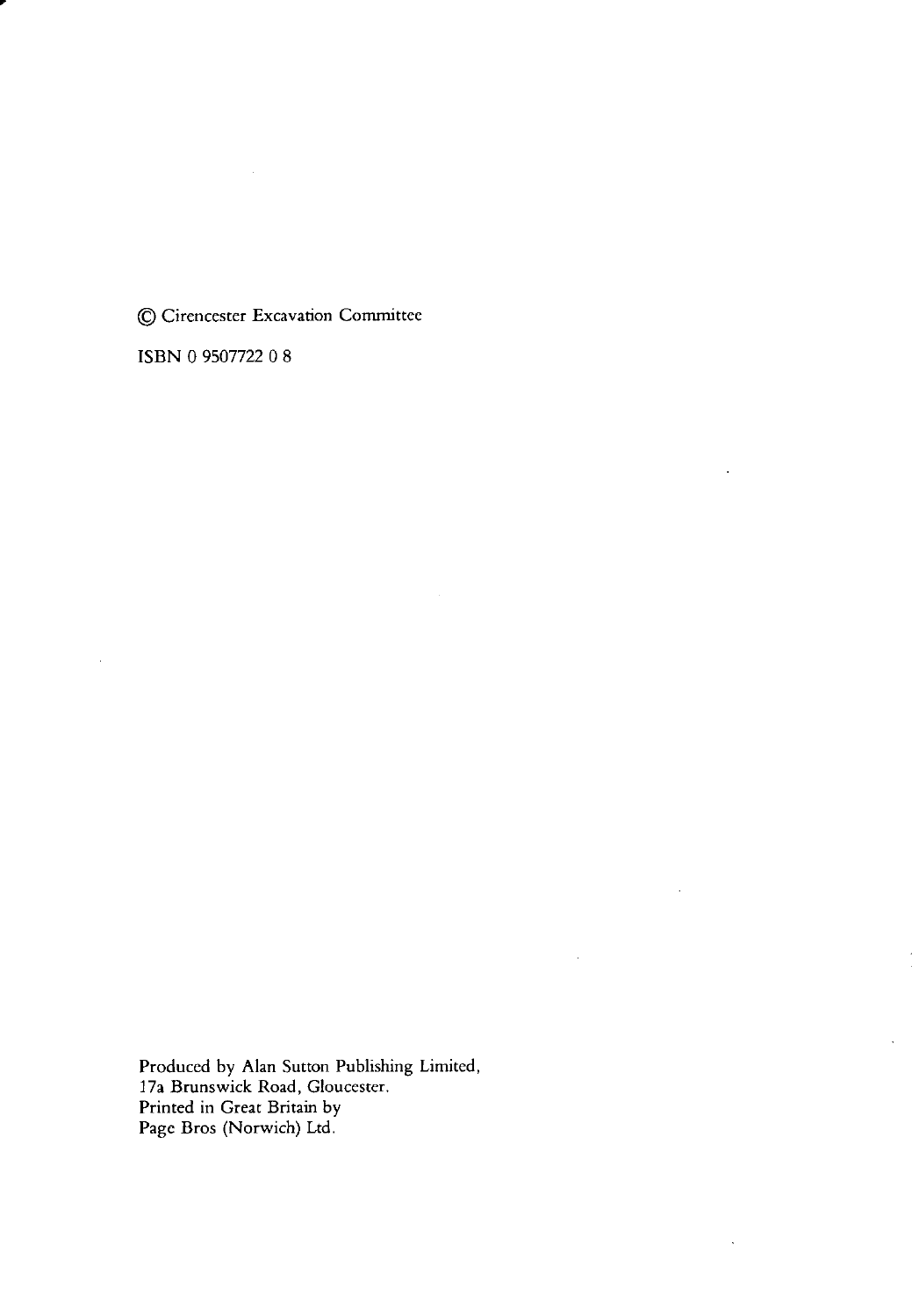© Cirencester Excavation Committee

ISBN 0 9507722 0 8

Produced by Alan Sutton Publishing Limited,
17a Brunswick Road, Gloucester.
Printed in Great Britain by
Page Bros (Norwich) Ltd.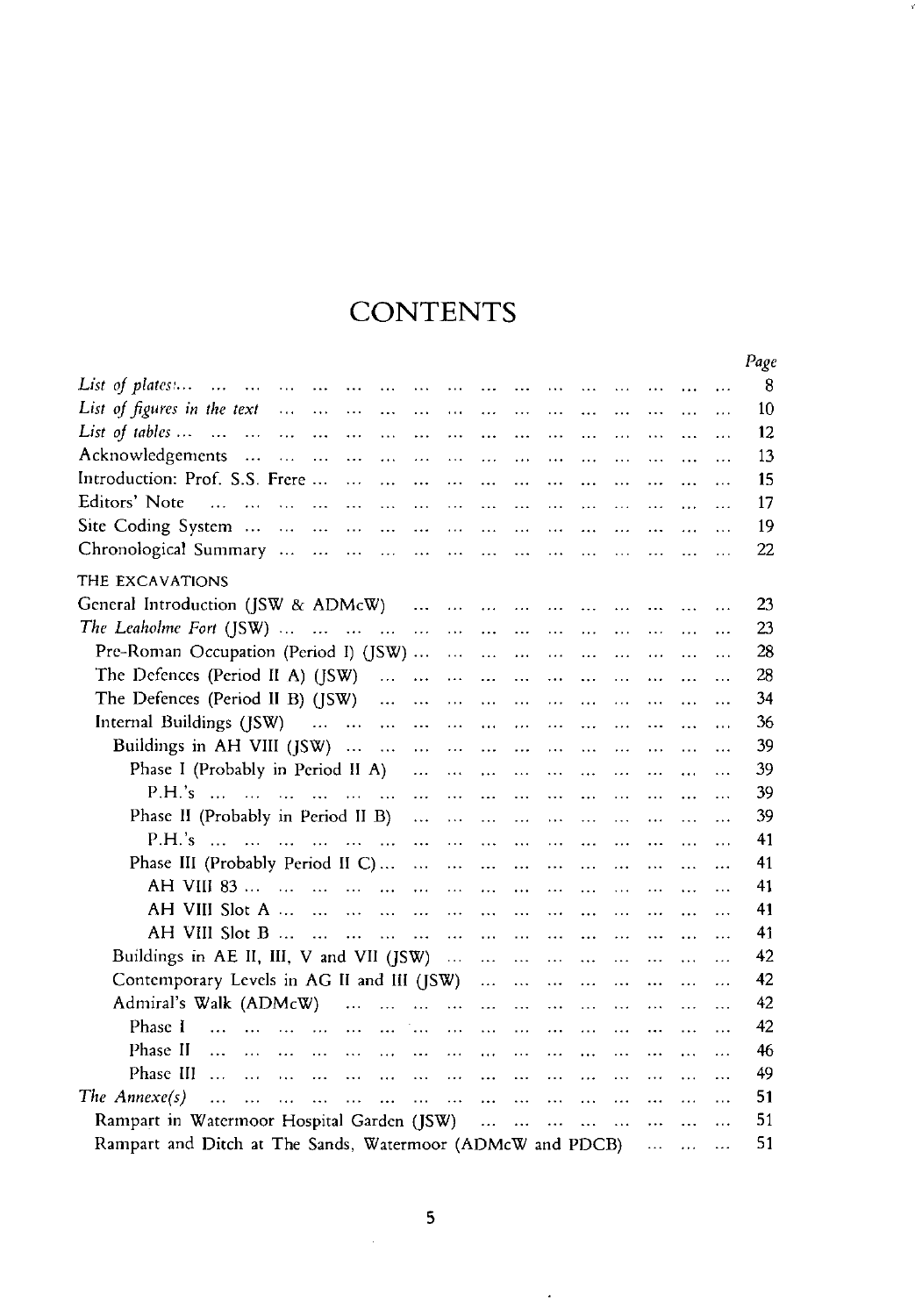# CONTENTS

| | Page |
|---|---|
| *List of plates* | 8 |
| *List of figures in the text* | 10 |
| *List of tables* | 12 |
| Acknowledgements | 13 |
| Introduction: Prof. S.S. Frere | 15 |
| Editors' Note | 17 |
| Site Coding System | 19 |
| Chronological Summary | 22 |
| THE EXCAVATIONS | |
| General Introduction (JSW & ADMcW) | 23 |
| *The Leaholme Fort* (JSW) | 23 |
| Pre-Roman Occupation (Period I) (JSW) | 28 |
| The Defences (Period II A) (JSW) | 28 |
| The Defences (Period II B) (JSW) | 34 |
| Internal Buildings (JSW) | 36 |
| Buildings in AH VIII (JSW) | 39 |
| Phase I (Probably in Period II A) | 39 |
| P.H.'s | 39 |
| Phase II (Probably in Period II B) | 39 |
| P.H.'s | 41 |
| Phase III (Probably Period II C) | 41 |
| AH VIII 83 | 41 |
| AH VIII Slot A | 41 |
| AH VIII Slot B | 41 |
| Buildings in AE II, III, V and VII (JSW) | 42 |
| Contemporary Levels in AG II and III (JSW) | 42 |
| Admiral's Walk (ADMcW) | 42 |
| Phase I | 42 |
| Phase II | 46 |
| Phase III | 49 |
| *The Annexe(s)* | 51 |
| Rampart in Watermoor Hospital Garden (JSW) | 51 |
| Rampart and Ditch at The Sands, Watermoor (ADMcW and PDCB) | 51 |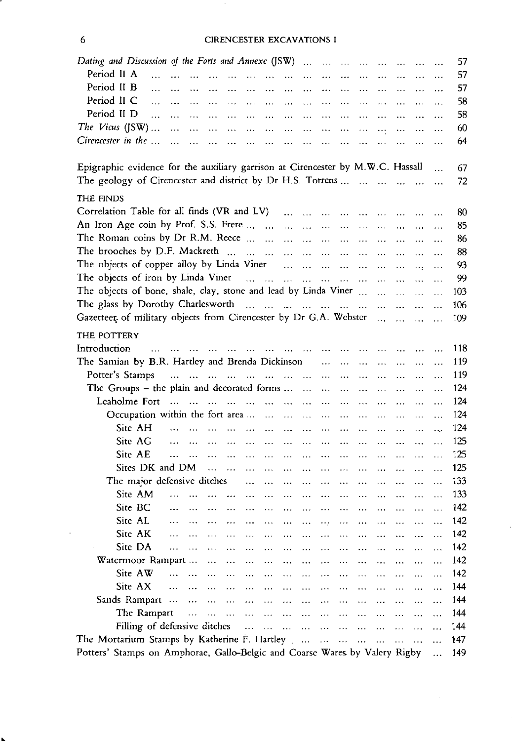*Dating and Discussion of the Forts and Annexe* (JSW) ... 57
- Period II A ... 57
- Period II B ... 57
- Period II C ... 58
- Period II D ... 58

*The Vicus* (JSW) ... 60

*Cirencester in the* ... 64

Epigraphic evidence for the auxiliary garrison at Cirencester by M.W.C. Hassall ... 67

The geology of Cirencester and district by Dr H.S. Torrens ... 72

THE FINDS

Correlation Table for all finds (VR and LV) ... 80

An Iron Age coin by Prof. S.S. Frere ... 85

The Roman coins by Dr R.M. Reece ... 86

The brooches by D.F. Mackreth ... 88

The objects of copper alloy by Linda Viner ... 93

The objects of iron by Linda Viner ... 99

The objects of bone, shale, clay, stone and lead by Linda Viner ... 103

The glass by Dorothy Charlesworth ... 106

Gazetteer of military objects from Cirencester by Dr G.A. Webster ... 109

THE POTTERY

Introduction ... 118

The Samian by B.R. Hartley and Brenda Dickinson ... 119
- Potter's Stamps ... 119
- The Groups – the plain and decorated forms ... 124
  - Leaholme Fort ... 124
    - Occupation within the fort area ... 124
      - Site AH ... 124
      - Site AG ... 125
      - Site AE ... 125
      - Sites DK and DM ... 125
    - The major defensive ditches ... 133
      - Site AM ... 133
      - Site BC ... 142
      - Site AL ... 142
      - Site AK ... 142
      - Site DA ... 142
  - Watermoor Rampart ... 142
    - Site AW ... 142
    - Site AX ... 144
  - Sands Rampart ... 144
    - The Rampart ... 144
    - Filling of defensive ditches ... 144

The Mortarium Stamps by Katherine F. Hartley ... 147

Potters' Stamps on Amphorae, Gallo-Belgic and Coarse Wares by Valery Rigby ... 149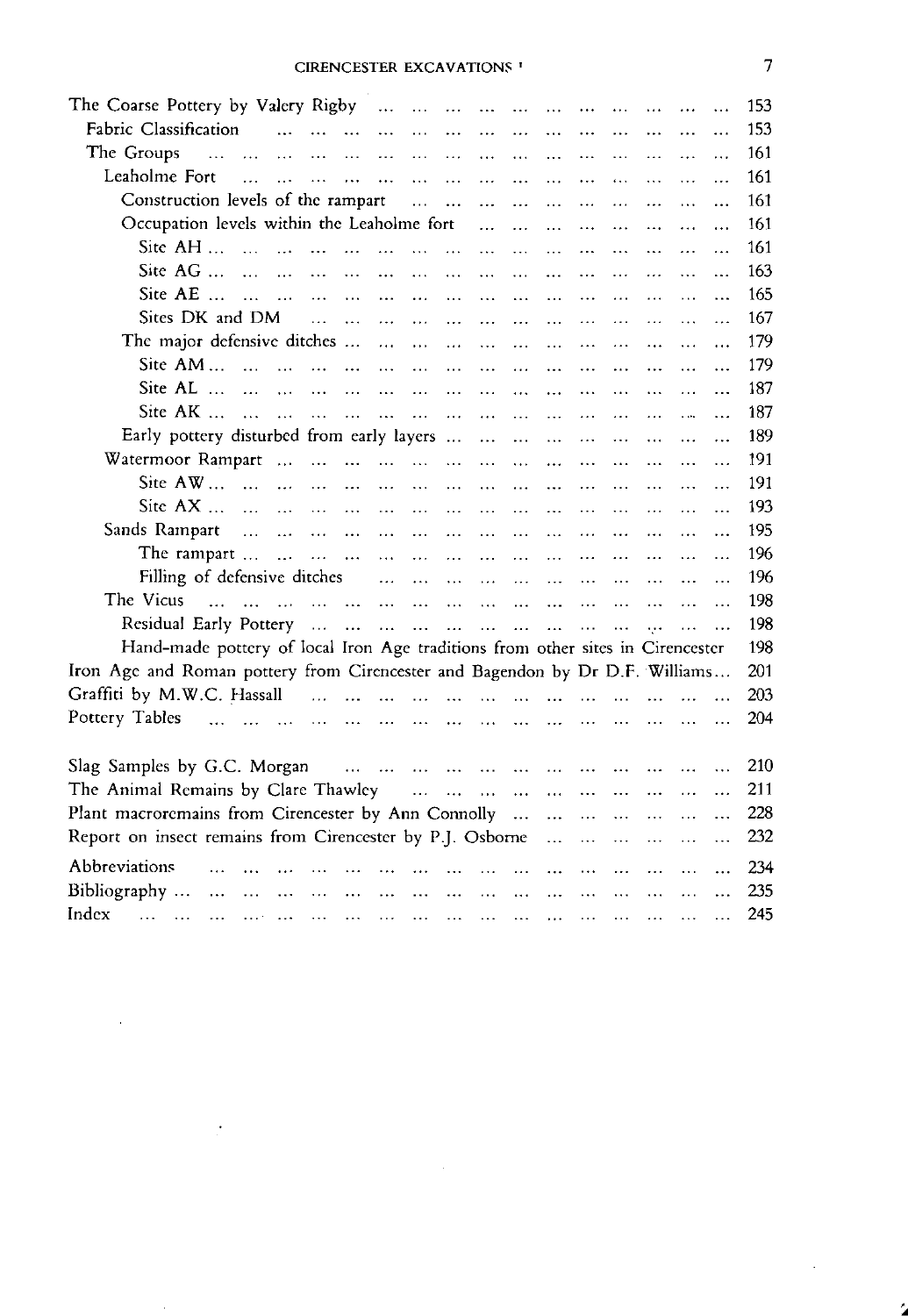| | |
|---|---|
| The Coarse Pottery by Valery Rigby | 153 |
| Fabric Classification | 153 |
| The Groups | 161 |
| Leaholme Fort | 161 |
| Construction levels of the rampart | 161 |
| Occupation levels within the Leaholme fort | 161 |
| Site AH | 161 |
| Site AG | 163 |
| Site AE | 165 |
| Sites DK and DM | 167 |
| The major defensive ditches | 179 |
| Site AM | 179 |
| Site AL | 187 |
| Site AK | 187 |
| Early pottery disturbed from early layers | 189 |
| Watermoor Rampart | 191 |
| Site AW | 191 |
| Site AX | 193 |
| Sands Rampart | 195 |
| The rampart | 196 |
| Filling of defensive ditches | 196 |
| The Vicus | 198 |
| Residual Early Pottery | 198 |
| Hand-made pottery of local Iron Age traditions from other sites in Cirencester | 198 |
| Iron Age and Roman pottery from Cirencester and Bagendon by Dr D.F. Williams | 201 |
| Graffiti by M.W.C. Hassall | 203 |
| Pottery Tables | 204 |
| | |
| Slag Samples by G.C. Morgan | 210 |
| The Animal Remains by Clare Thawley | 211 |
| Plant macroremains from Cirencester by Ann Connolly | 228 |
| Report on insect remains from Cirencester by P.J. Osborne | 232 |
| Abbreviations | 234 |
| Bibliography | 235 |
| Index | 245 |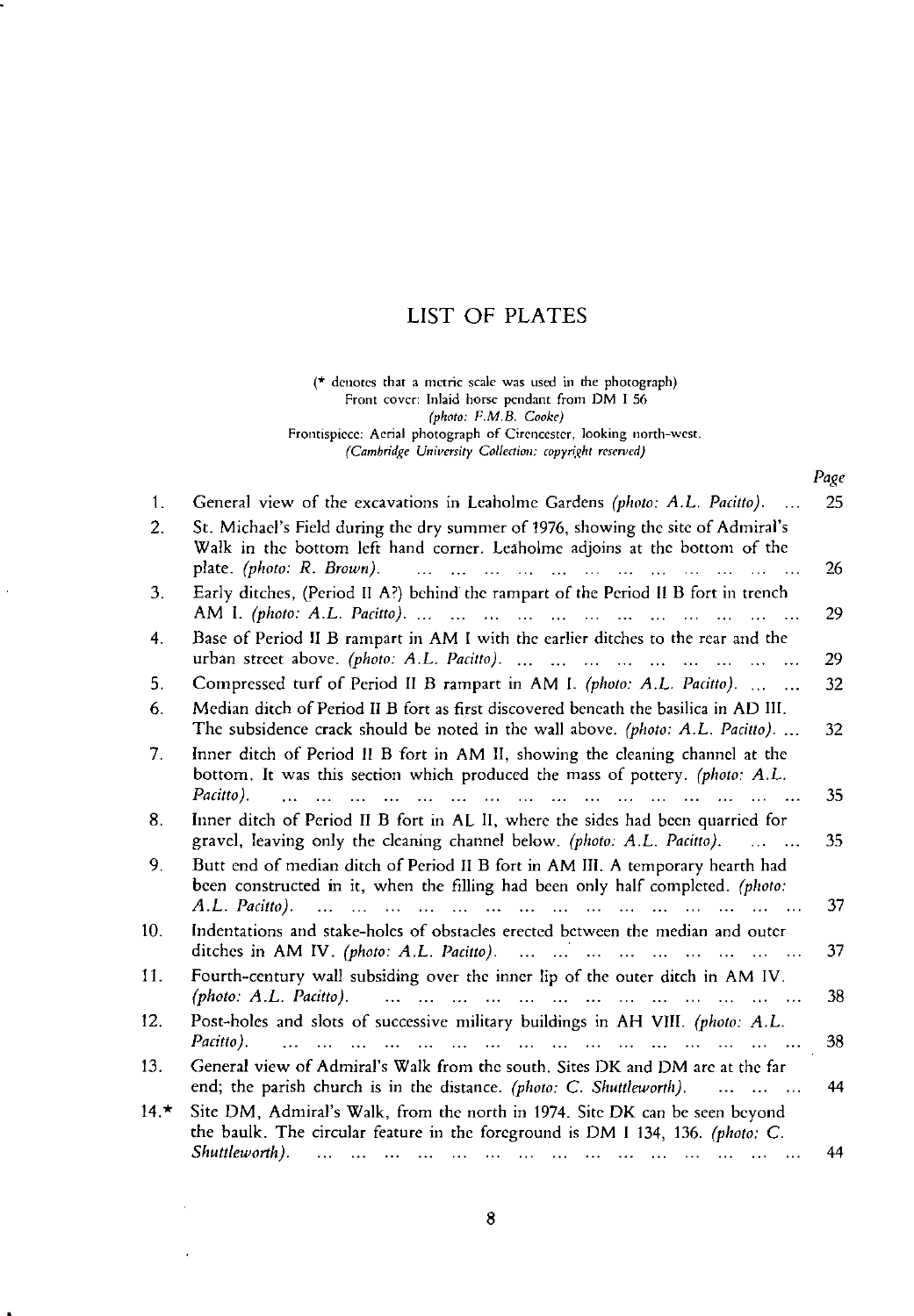# LIST OF PLATES

(* denotes that a metric scale was used in the photograph)
Front cover: Inlaid horse pendant from DM I 56
*(photo: F.M.B. Cooke)*
Frontispiece: Aerial photograph of Cirencester, looking north-west.
*(Cambridge University Collection: copyright reserved)*

| | | *Page* |
|---|---|---|
| 1. | General view of the excavations in Leaholme Gardens *(photo: A.L. Pacitto)*. | 25 |
| 2. | St. Michael's Field during the dry summer of 1976, showing the site of Admiral's Walk in the bottom left hand corner. Leaholme adjoins at the bottom of the plate. *(photo: R. Brown)*. | 26 |
| 3. | Early ditches, (Period II A?) behind the rampart of the Period II B fort in trench AM I. *(photo: A.L. Pacitto)*. | 29 |
| 4. | Base of Period II B rampart in AM I with the earlier ditches to the rear and the urban street above. *(photo: A.L. Pacitto)*. | 29 |
| 5. | Compressed turf of Period II B rampart in AM I. *(photo: A.L. Pacitto)*. | 32 |
| 6. | Median ditch of Period II B fort as first discovered beneath the basilica in AD III. The subsidence crack should be noted in the wall above. *(photo: A.L. Pacitto)*. | 32 |
| 7. | Inner ditch of Period II B fort in AM II, showing the cleaning channel at the bottom. It was this section which produced the mass of pottery. *(photo: A.L. Pacitto)*. | 35 |
| 8. | Inner ditch of Period II B fort in AL II, where the sides had been quarried for gravel, leaving only the cleaning channel below. *(photo: A.L. Pacitto)*. | 35 |
| 9. | Butt end of median ditch of Period II B fort in AM III. A temporary hearth had been constructed in it, when the filling had been only half completed. *(photo: A.L. Pacitto)*. | 37 |
| 10. | Indentations and stake-holes of obstacles erected between the median and outer ditches in AM IV. *(photo: A.L. Pacitto)*. | 37 |
| 11. | Fourth-century wall subsiding over the inner lip of the outer ditch in AM IV. *(photo: A.L. Pacitto)*. | 38 |
| 12. | Post-holes and slots of successive military buildings in AH VIII. *(photo: A.L. Pacitto)*. | 38 |
| 13. | General view of Admiral's Walk from the south. Sites DK and DM are at the far end; the parish church is in the distance. *(photo: C. Shuttleworth)*. | 44 |
| 14.* | Site DM, Admiral's Walk, from the north in 1974. Site DK can be seen beyond the baulk. The circular feature in the foreground is DM I 134, 136. *(photo: C. Shuttleworth)*. | 44 |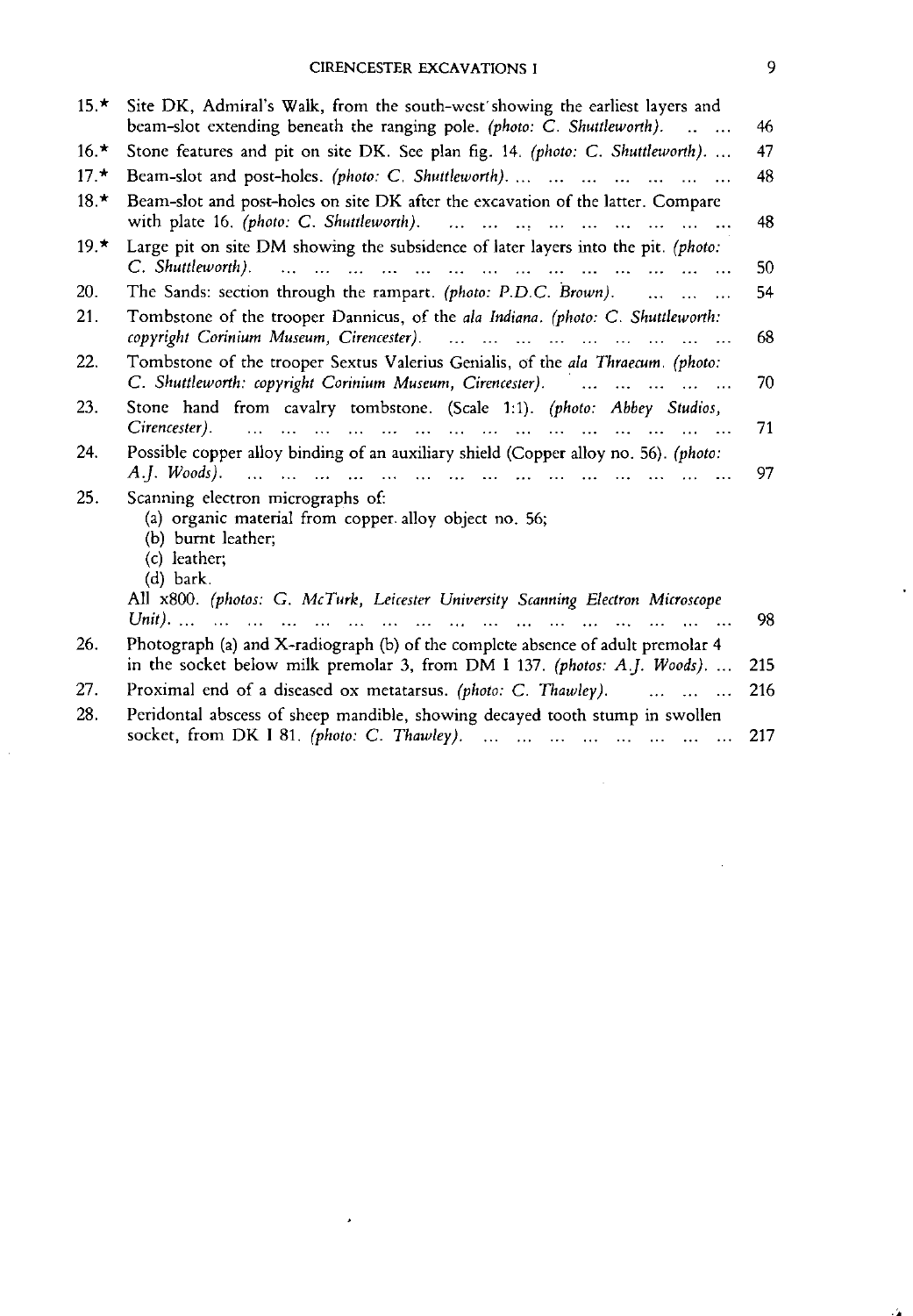| | | |
|---|---|---|
| 15.* | Site DK, Admiral's Walk, from the south-west showing the earliest layers and beam-slot extending beneath the ranging pole. *(photo: C. Shuttleworth).* | 46 |
| 16.* | Stone features and pit on site DK. See plan fig. 14. *(photo: C. Shuttleworth).* | 47 |
| 17.* | Beam-slot and post-holes. *(photo: C. Shuttleworth).* | 48 |
| 18.* | Beam-slot and post-holes on site DK after the excavation of the latter. Compare with plate 16. *(photo: C. Shuttleworth).* | 48 |
| 19.* | Large pit on site DM showing the subsidence of later layers into the pit. *(photo: C. Shuttleworth).* | 50 |
| 20. | The Sands: section through the rampart. *(photo: P.D.C. Brown).* | 54 |
| 21. | Tombstone of the trooper Dannicus, of the *ala Indiana*. *(photo: C. Shuttleworth: copyright Corinium Museum, Cirencester).* | 68 |
| 22. | Tombstone of the trooper Sextus Valerius Genialis, of the *ala Thraecum*. *(photo: C. Shuttleworth: copyright Corinium Museum, Cirencester).* | 70 |
| 23. | Stone hand from cavalry tombstone. (Scale 1:1). *(photo: Abbey Studios, Cirencester).* | 71 |
| 24. | Possible copper alloy binding of an auxiliary shield (Copper alloy no. 56). *(photo: A.J. Woods).* | 97 |
| 25. | Scanning electron micrographs of: (a) organic material from copper alloy object no. 56; (b) burnt leather; (c) leather; (d) bark. All x800. *(photos: G. McTurk, Leicester University Scanning Electron Microscope Unit).* | 98 |
| 26. | Photograph (a) and X-radiograph (b) of the complete absence of adult premolar 4 in the socket below milk premolar 3, from DM I 137. *(photos: A.J. Woods).* | 215 |
| 27. | Proximal end of a diseased ox metatarsus. *(photo: C. Thawley).* | 216 |
| 28. | Peridontal abscess of sheep mandible, showing decayed tooth stump in swollen socket, from DK I 81. *(photo: C. Thawley).* | 217 |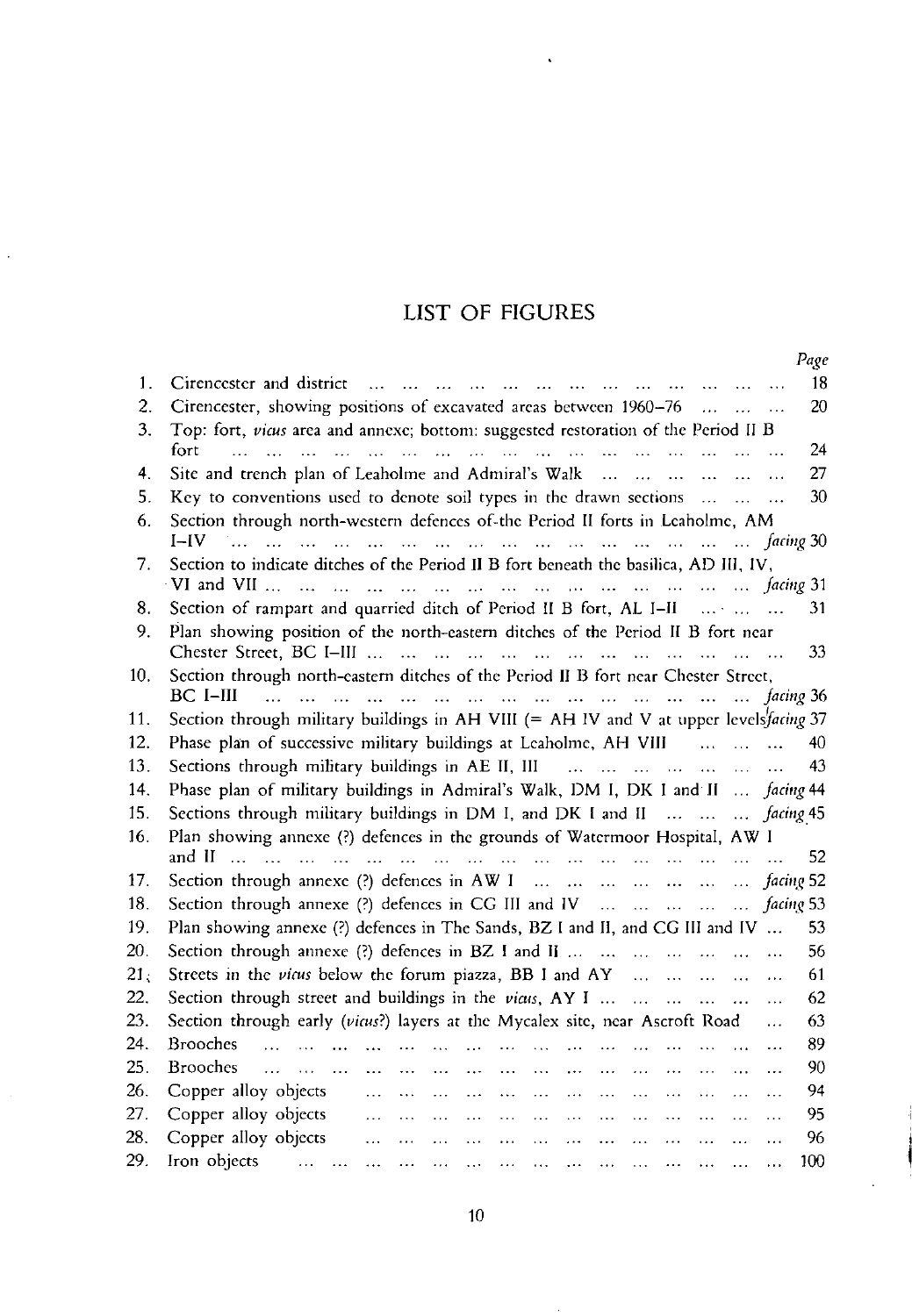# LIST OF FIGURES

| | | Page |
|---|---|---|
| 1. | Cirencester and district | 18 |
| 2. | Cirencester, showing positions of excavated areas between 1960–76 | 20 |
| 3. | Top: fort, *vicus* area and annexe; bottom: suggested restoration of the Period II B fort | 24 |
| 4. | Site and trench plan of Leaholme and Admiral's Walk | 27 |
| 5. | Key to conventions used to denote soil types in the drawn sections | 30 |
| 6. | Section through north-western defences of the Period II forts in Leaholme, AM I–IV | *facing* 30 |
| 7. | Section to indicate ditches of the Period II B fort beneath the basilica, AD III, IV, VI and VII | *facing* 31 |
| 8. | Section of rampart and quarried ditch of Period II B fort, AL I–II | 31 |
| 9. | Plan showing position of the north-eastern ditches of the Period II B fort near Chester Street, BC I–III | 33 |
| 10. | Section through north-eastern ditches of the Period II B fort near Chester Street, BC I–III | *facing* 36 |
| 11. | Section through military buildings in AH VIII (= AH IV and V at upper levels) | *facing* 37 |
| 12. | Phase plan of successive military buildings at Leaholme, AH VIII | 40 |
| 13. | Sections through military buildings in AE II, III | 43 |
| 14. | Phase plan of military buildings in Admiral's Walk, DM I, DK I and II | *facing* 44 |
| 15. | Sections through military buildings in DM I, and DK I and II | *facing* 45 |
| 16. | Plan showing annexe (?) defences in the grounds of Watermoor Hospital, AW I and II | 52 |
| 17. | Section through annexe (?) defences in AW I | *facing* 52 |
| 18. | Section through annexe (?) defences in CG III and IV | *facing* 53 |
| 19. | Plan showing annexe (?) defences in The Sands, BZ I and II, and CG III and IV | 53 |
| 20. | Section through annexe (?) defences in BZ I and II | 56 |
| 21. | Streets in the *vicus* below the forum piazza, BB I and AY | 61 |
| 22. | Section through street and buildings in the *vicus*, AY I | 62 |
| 23. | Section through early (*vicus*?) layers at the Mycalex site, near Ascroft Road | 63 |
| 24. | Brooches | 89 |
| 25. | Brooches | 90 |
| 26. | Copper alloy objects | 94 |
| 27. | Copper alloy objects | 95 |
| 28. | Copper alloy objects | 96 |
| 29. | Iron objects | 100 |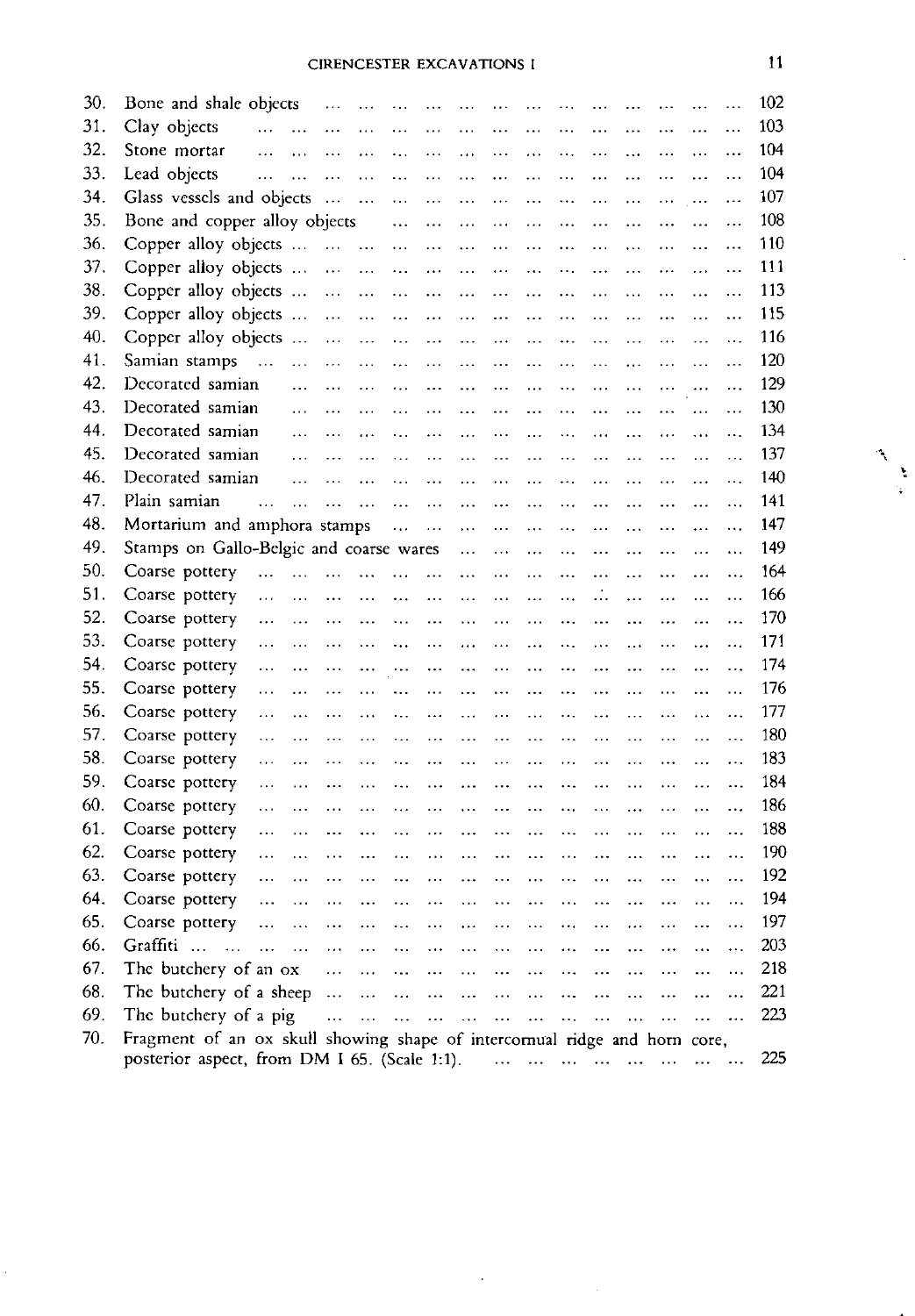30. Bone and shale objects ... ... ... ... ... ... ... ... ... ... ... ... ... 102
31. Clay objects ... ... ... ... ... ... ... ... ... ... ... ... ... ... ... 103
32. Stone mortar ... ... ... ... ... ... ... ... ... ... ... ... ... ... ... 104
33. Lead objects ... ... ... ... ... ... ... ... ... ... ... ... ... ... ... 104
34. Glass vessels and objects ... ... ... ... ... ... ... ... ... ... ... ... ... 107
35. Bone and copper alloy objects ... ... ... ... ... ... ... ... ... ... ... ... 108
36. Copper alloy objects ... ... ... ... ... ... ... ... ... ... ... ... ... ... 110
37. Copper alloy objects ... ... ... ... ... ... ... ... ... ... ... ... ... ... 111
38. Copper alloy objects ... ... ... ... ... ... ... ... ... ... ... ... ... ... 113
39. Copper alloy objects ... ... ... ... ... ... ... ... ... ... ... ... ... ... 115
40. Copper alloy objects ... ... ... ... ... ... ... ... ... ... ... ... ... ... 116
41. Samian stamps ... ... ... ... ... ... ... ... ... ... ... ... ... ... ... 120
42. Decorated samian ... ... ... ... ... ... ... ... ... ... ... ... ... ... 129
43. Decorated samian ... ... ... ... ... ... ... ... ... ... ... ... ... ... 130
44. Decorated samian ... ... ... ... ... ... ... ... ... ... ... ... ... ... 134
45. Decorated samian ... ... ... ... ... ... ... ... ... ... ... ... ... ... 137
46. Decorated samian ... ... ... ... ... ... ... ... ... ... ... ... ... ... 140
47. Plain samian ... ... ... ... ... ... ... ... ... ... ... ... ... ... ... 141
48. Mortarium and amphora stamps ... ... ... ... ... ... ... ... ... ... ... ... 147
49. Stamps on Gallo-Belgic and coarse wares ... ... ... ... ... ... ... ... ... ... 149
50. Coarse pottery ... ... ... ... ... ... ... ... ... ... ... ... ... ... ... 164
51. Coarse pottery ... ... ... ... ... ... ... ... ... ... ... ... ... ... ... 166
52. Coarse pottery ... ... ... ... ... ... ... ... ... ... ... ... ... ... ... 170
53. Coarse pottery ... ... ... ... ... ... ... ... ... ... ... ... ... ... ... 171
54. Coarse pottery ... ... ... ... ... ... ... ... ... ... ... ... ... ... ... 174
55. Coarse pottery ... ... ... ... ... ... ... ... ... ... ... ... ... ... ... 176
56. Coarse pottery ... ... ... ... ... ... ... ... ... ... ... ... ... ... ... 177
57. Coarse pottery ... ... ... ... ... ... ... ... ... ... ... ... ... ... ... 180
58. Coarse pottery ... ... ... ... ... ... ... ... ... ... ... ... ... ... ... 183
59. Coarse pottery ... ... ... ... ... ... ... ... ... ... ... ... ... ... ... 184
60. Coarse pottery ... ... ... ... ... ... ... ... ... ... ... ... ... ... ... 186
61. Coarse pottery ... ... ... ... ... ... ... ... ... ... ... ... ... ... ... 188
62. Coarse pottery ... ... ... ... ... ... ... ... ... ... ... ... ... ... ... 190
63. Coarse pottery ... ... ... ... ... ... ... ... ... ... ... ... ... ... ... 192
64. Coarse pottery ... ... ... ... ... ... ... ... ... ... ... ... ... ... ... 194
65. Coarse pottery ... ... ... ... ... ... ... ... ... ... ... ... ... ... ... 197
66. Graffiti ... ... ... ... ... ... ... ... ... ... ... ... ... ... ... ... 203
67. The butchery of an ox ... ... ... ... ... ... ... ... ... ... ... ... ... 218
68. The butchery of a sheep ... ... ... ... ... ... ... ... ... ... ... ... ... 221
69. The butchery of a pig ... ... ... ... ... ... ... ... ... ... ... ... ... 223
70. Fragment of an ox skull showing shape of intercornual ridge and horn core, posterior aspect, from DM I 65. (Scale 1:1). ... ... ... ... ... ... ... ... 225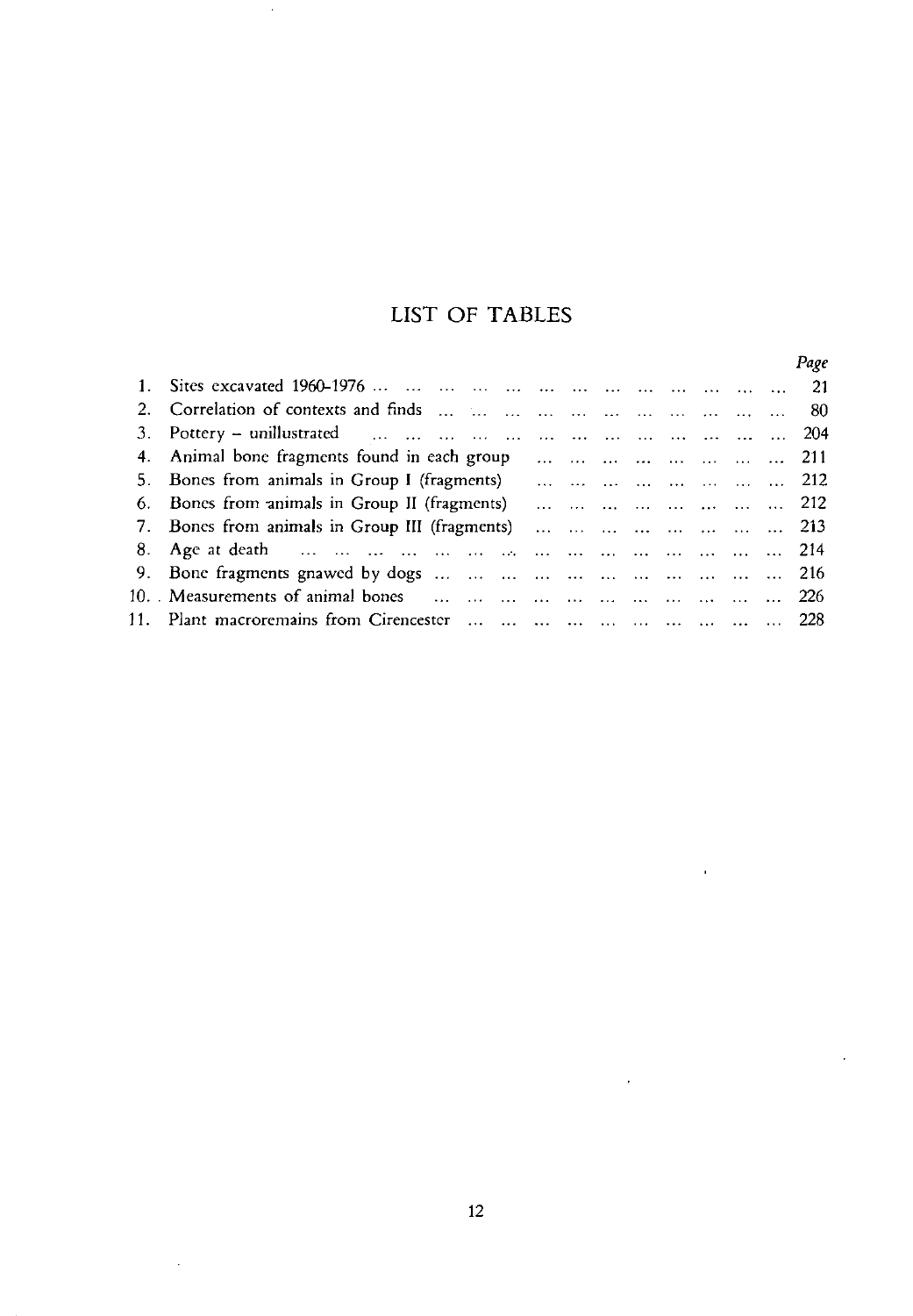# LIST OF TABLES

| | | Page |
|---|---|---|
| 1. | Sites excavated 1960-1976 | 21 |
| 2. | Correlation of contexts and finds | 80 |
| 3. | Pottery – unillustrated | 204 |
| 4. | Animal bone fragments found in each group | 211 |
| 5. | Bones from animals in Group I (fragments) | 212 |
| 6. | Bones from animals in Group II (fragments) | 212 |
| 7. | Bones from animals in Group III (fragments) | 213 |
| 8. | Age at death | 214 |
| 9. | Bone fragments gnawed by dogs | 216 |
| 10. | Measurements of animal bones | 226 |
| 11. | Plant macroremains from Cirencester | 228 |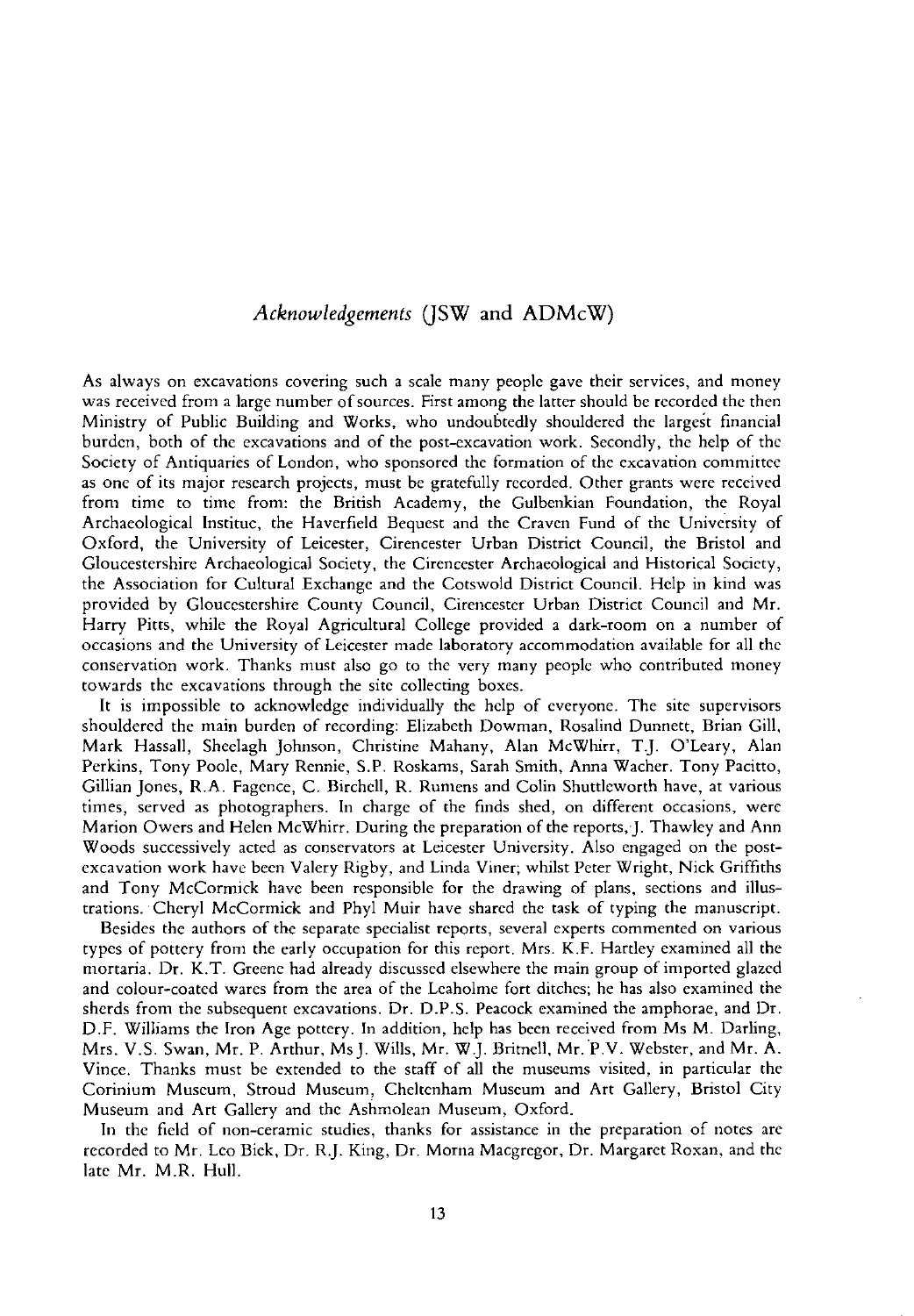## *Acknowledgements* (JSW and ADMcW)

As always on excavations covering such a scale many people gave their services, and money was received from a large number of sources. First among the latter should be recorded the then Ministry of Public Building and Works, who undoubtedly shouldered the largest financial burden, both of the excavations and of the post-excavation work. Secondly, the help of the Society of Antiquaries of London, who sponsored the formation of the excavation committee as one of its major research projects, must be gratefully recorded. Other grants were received from time to time from: the British Academy, the Gulbenkian Foundation, the Royal Archaeological Institue, the Haverfield Bequest and the Craven Fund of the University of Oxford, the University of Leicester, Cirencester Urban District Council, the Bristol and Gloucestershire Archaeological Society, the Cirencester Archaeological and Historical Society, the Association for Cultural Exchange and the Cotswold District Council. Help in kind was provided by Gloucestershire County Council, Cirencester Urban District Council and Mr. Harry Pitts, while the Royal Agricultural College provided a dark-room on a number of occasions and the University of Leicester made laboratory accommodation available for all the conservation work. Thanks must also go to the very many people who contributed money towards the excavations through the site collecting boxes.

It is impossible to acknowledge individually the help of everyone. The site supervisors shouldered the main burden of recording: Elizabeth Dowman, Rosalind Dunnett, Brian Gill, Mark Hassall, Sheelagh Johnson, Christine Mahany, Alan McWhirr, T.J. O'Leary, Alan Perkins, Tony Poole, Mary Rennie, S.P. Roskams, Sarah Smith, Anna Wacher. Tony Pacitto, Gillian Jones, R.A. Fagence, C. Birchell, R. Rumens and Colin Shuttleworth have, at various times, served as photographers. In charge of the finds shed, on different occasions, were Marion Owers and Helen McWhirr. During the preparation of the reports, J. Thawley and Ann Woods successively acted as conservators at Leicester University. Also engaged on the post-excavation work have been Valery Rigby, and Linda Viner; whilst Peter Wright, Nick Griffiths and Tony McCormick have been responsible for the drawing of plans, sections and illustrations. Cheryl McCormick and Phyl Muir have shared the task of typing the manuscript.

Besides the authors of the separate specialist reports, several experts commented on various types of pottery from the early occupation for this report. Mrs. K.F. Hartley examined all the mortaria. Dr. K.T. Greene had already discussed elsewhere the main group of imported glazed and colour-coated wares from the area of the Leaholme fort ditches; he has also examined the sherds from the subsequent excavations. Dr. D.P.S. Peacock examined the amphorae, and Dr. D.F. Williams the Iron Age pottery. In addition, help has been received from Ms M. Darling, Mrs. V.S. Swan, Mr. P. Arthur, Ms J. Wills, Mr. W.J. Britnell, Mr. P.V. Webster, and Mr. A. Vince. Thanks must be extended to the staff of all the museums visited, in particular the Corinium Museum, Stroud Museum, Cheltenham Museum and Art Gallery, Bristol City Museum and Art Gallery and the Ashmolean Museum, Oxford.

In the field of non-ceramic studies, thanks for assistance in the preparation of notes are recorded to Mr. Leo Biek, Dr. R.J. King, Dr. Morna Macgregor, Dr. Margaret Roxan, and the late Mr. M.R. Hull.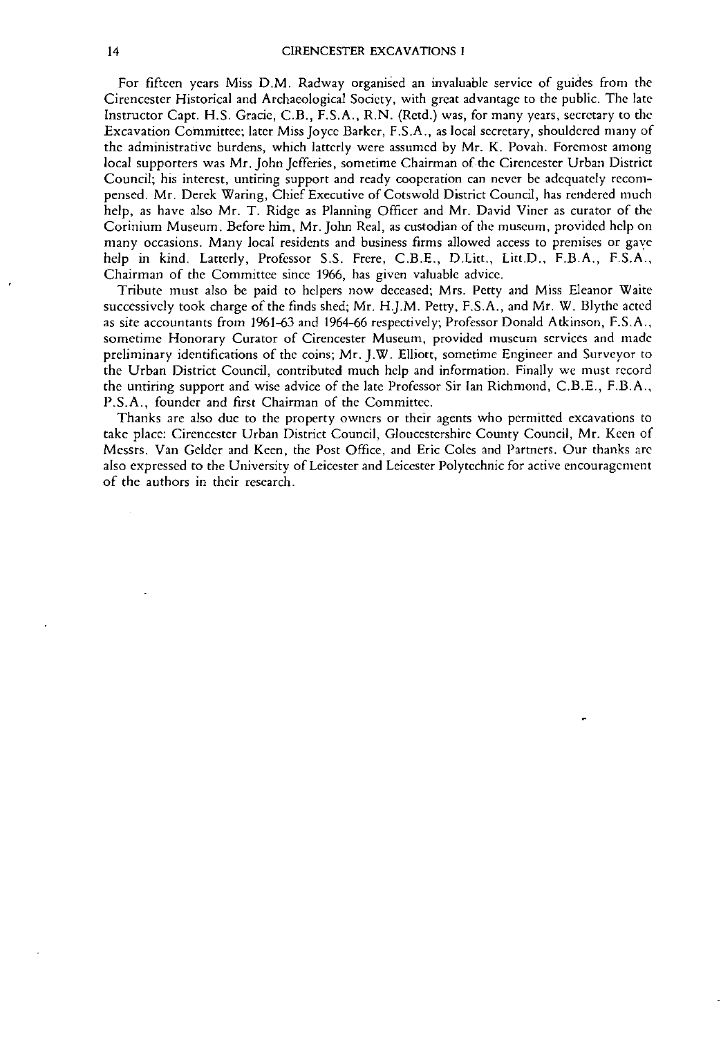For fifteen years Miss D.M. Radway organised an invaluable service of guides from the Cirencester Historical and Archaeological Society, with great advantage to the public. The late Instructor Capt. H.S. Gracie, C.B., F.S.A., R.N. (Retd.) was, for many years, secretary to the Excavation Committee; later Miss Joyce Barker, F.S.A., as local secretary, shouldered many of the administrative burdens, which latterly were assumed by Mr. K. Povah. Foremost among local supporters was Mr. John Jefferies, sometime Chairman of the Cirencester Urban District Council; his interest, untiring support and ready cooperation can never be adequately recompensed. Mr. Derek Waring, Chief Executive of Cotswold District Council, has rendered much help, as have also Mr. T. Ridge as Planning Officer and Mr. David Viner as curator of the Corinium Museum. Before him, Mr. John Real, as custodian of the museum, provided help on many occasions. Many local residents and business firms allowed access to premises or gave help in kind. Latterly, Professor S.S. Frere, C.B.E., D.Litt., Litt.D., F.B.A., F.S.A., Chairman of the Committee since 1966, has given valuable advice.

Tribute must also be paid to helpers now deceased; Mrs. Petty and Miss Eleanor Waite successively took charge of the finds shed; Mr. H.J.M. Petty, F.S.A., and Mr. W. Blythe acted as site accountants from 1961-63 and 1964-66 respectively; Professor Donald Atkinson, F.S.A., sometime Honorary Curator of Cirencester Museum, provided museum services and made preliminary identifications of the coins; Mr. J.W. Elliott, sometime Engineer and Surveyor to the Urban District Council, contributed much help and information. Finally we must record the untiring support and wise advice of the late Professor Sir Ian Richmond, C.B.E., F.B.A., P.S.A., founder and first Chairman of the Committee.

Thanks are also due to the property owners or their agents who permitted excavations to take place: Cirencester Urban District Council, Gloucestershire County Council, Mr. Keen of Messrs. Van Gelder and Keen, the Post Office, and Eric Coles and Partners. Our thanks are also expressed to the University of Leicester and Leicester Polytechnic for active encouragement of the authors in their research.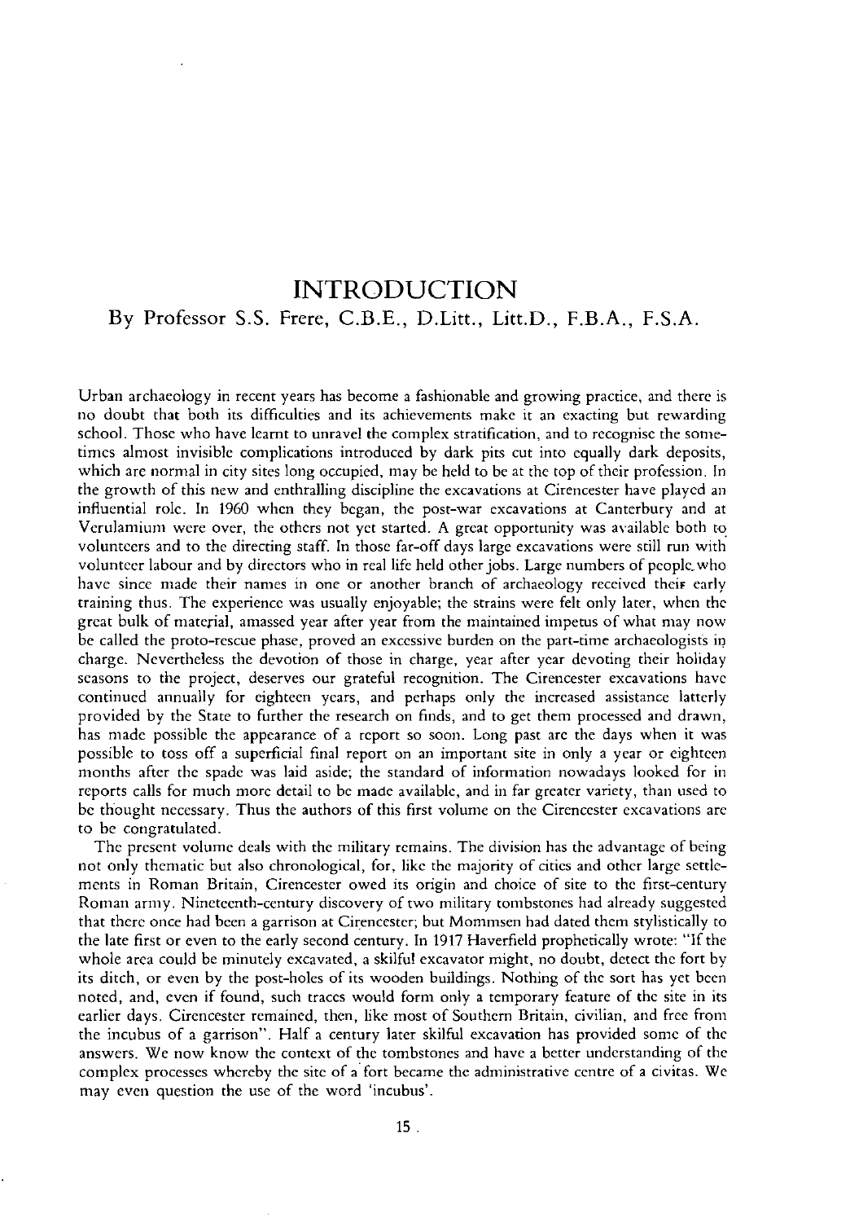# INTRODUCTION

## By Professor S.S. Frere, C.B.E., D.Litt., Litt.D., F.B.A., F.S.A.

Urban archaeology in recent years has become a fashionable and growing practice, and there is no doubt that both its difficulties and its achievements make it an exacting but rewarding school. Those who have learnt to unravel the complex stratification, and to recognise the sometimes almost invisible complications introduced by dark pits cut into equally dark deposits, which are normal in city sites long occupied, may be held to be at the top of their profession. In the growth of this new and enthralling discipline the excavations at Cirencester have played an influential role. In 1960 when they began, the post-war excavations at Canterbury and at Verulamium were over, the others not yet started. A great opportunity was available both to volunteers and to the directing staff. In those far-off days large excavations were still run with volunteer labour and by directors who in real life held other jobs. Large numbers of people who have since made their names in one or another branch of archaeology received their early training thus. The experience was usually enjoyable; the strains were felt only later, when the great bulk of material, amassed year after year from the maintained impetus of what may now be called the proto-rescue phase, proved an excessive burden on the part-time archaeologists in charge. Nevertheless the devotion of those in charge, year after year devoting their holiday seasons to the project, deserves our grateful recognition. The Cirencester excavations have continued annually for eighteen years, and perhaps only the increased assistance latterly provided by the State to further the research on finds, and to get them processed and drawn, has made possible the appearance of a report so soon. Long past are the days when it was possible to toss off a superficial final report on an important site in only a year or eighteen months after the spade was laid aside; the standard of information nowadays looked for in reports calls for much more detail to be made available, and in far greater variety, than used to be thought necessary. Thus the authors of this first volume on the Cirencester excavations are to be congratulated.

The present volume deals with the military remains. The division has the advantage of being not only thematic but also chronological, for, like the majority of cities and other large settlements in Roman Britain, Cirencester owed its origin and choice of site to the first-century Roman army. Nineteenth-century discovery of two military tombstones had already suggested that there once had been a garrison at Cirencester; but Mommsen had dated them stylistically to the late first or even to the early second century. In 1917 Haverfield prophetically wrote: "If the whole area could be minutely excavated, a skilful excavator might, no doubt, detect the fort by its ditch, or even by the post-holes of its wooden buildings. Nothing of the sort has yet been noted, and, even if found, such traces would form only a temporary feature of the site in its earlier days. Cirencester remained, then, like most of Southern Britain, civilian, and free from the incubus of a garrison". Half a century later skilful excavation has provided some of the answers. We now know the context of the tombstones and have a better understanding of the complex processes whereby the site of a fort became the administrative centre of a civitas. We may even question the use of the word 'incubus'.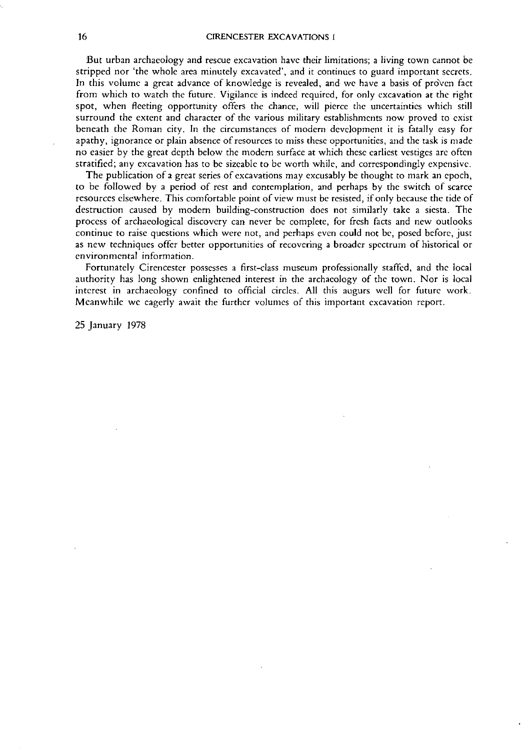But urban archaeology and rescue excavation have their limitations; a living town cannot be stripped nor 'the whole area minutely excavated', and it continues to guard important secrets. In this volume a great advance of knowledge is revealed, and we have a basis of proven fact from which to watch the future. Vigilance is indeed required, for only excavation at the right spot, when fleeting opportunity offers the chance, will pierce the uncertainties which still surround the extent and character of the various military establishments now proved to exist beneath the Roman city. In the circumstances of modern development it is fatally easy for apathy, ignorance or plain absence of resources to miss these opportunities, and the task is made no easier by the great depth below the modern surface at which these earliest vestiges are often stratified; any excavation has to be sizeable to be worth while, and correspondingly expensive.

The publication of a great series of excavations may excusably be thought to mark an epoch, to be followed by a period of rest and contemplation, and perhaps by the switch of scarce resources elsewhere. This comfortable point of view must be resisted, if only because the tide of destruction caused by modern building-construction does not similarly take a siesta. The process of archaeological discovery can never be complete, for fresh facts and new outlooks continue to raise questions which were not, and perhaps even could not be, posed before, just as new techniques offer better opportunities of recovering a broader spectrum of historical or environmental information.

Fortunately Cirencester possesses a first-class museum professionally staffed, and the local authority has long shown enlightened interest in the archaeology of the town. Nor is local interest in archaeology confined to official circles. All this augurs well for future work. Meanwhile we eagerly await the further volumes of this important excavation report.

25 January 1978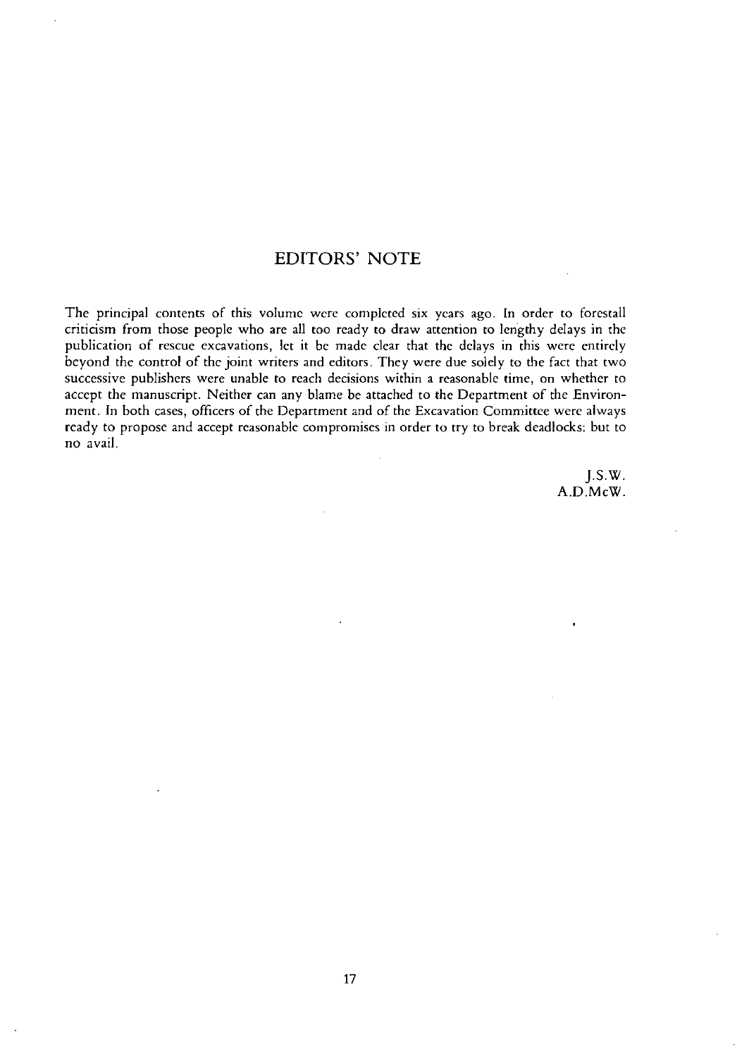## EDITORS' NOTE

The principal contents of this volume were completed six years ago. In order to forestall criticism from those people who are all too ready to draw attention to lengthy delays in the publication of rescue excavations, let it be made clear that the delays in this were entirely beyond the control of the joint writers and editors. They were due solely to the fact that two successive publishers were unable to reach decisions within a reasonable time, on whether to accept the manuscript. Neither can any blame be attached to the Department of the Environment. In both cases, officers of the Department and of the Excavation Committee were always ready to propose and accept reasonable compromises in order to try to break deadlocks; but to no avail.

J.S.W.
A.D.McW.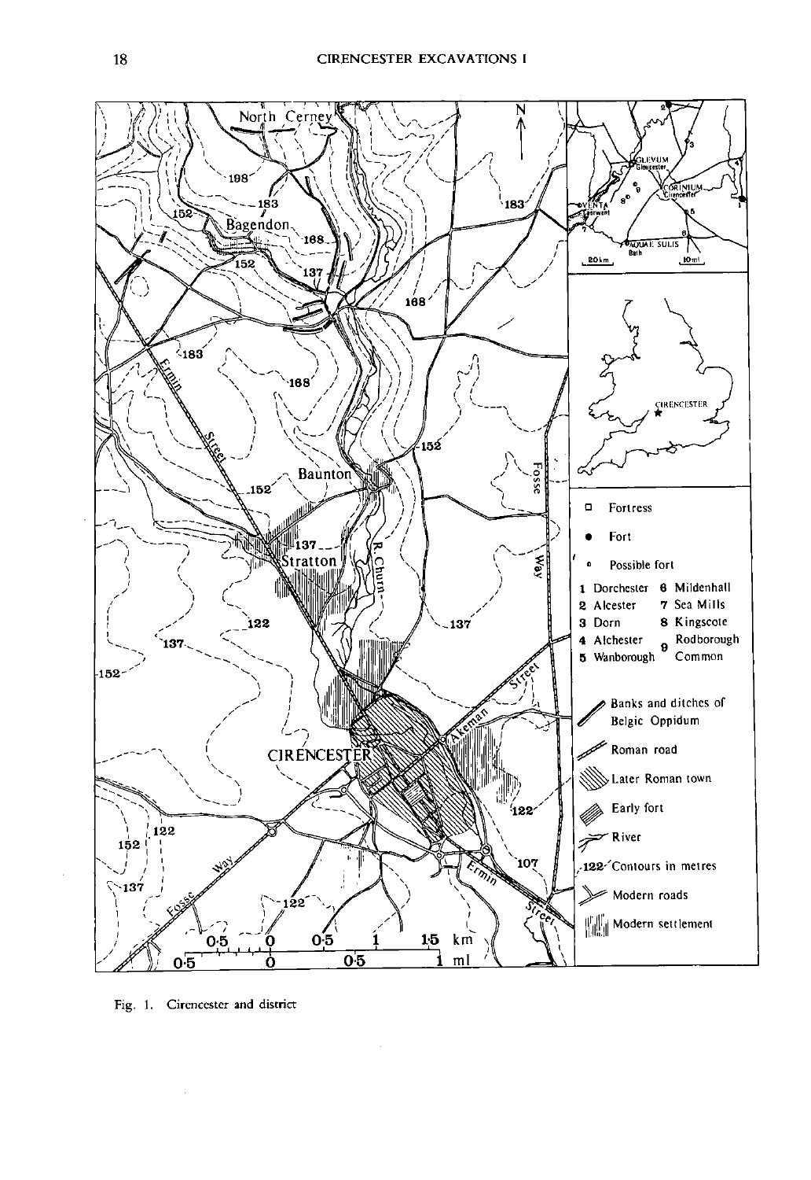Fig. 1. Cirencester and district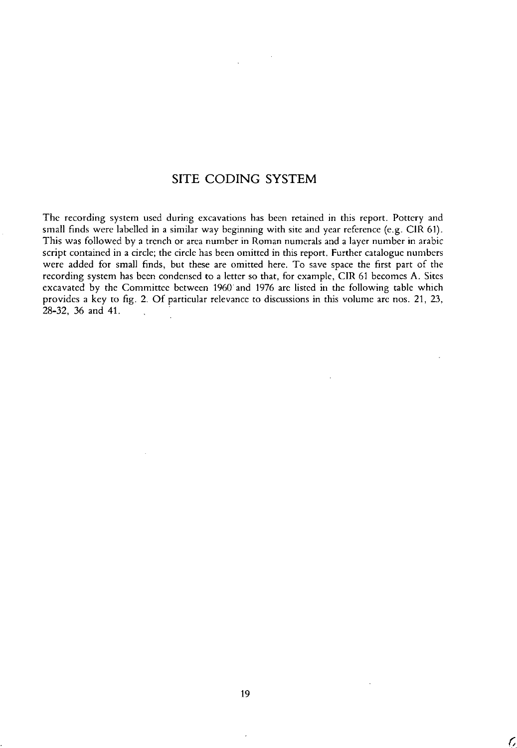# SITE CODING SYSTEM

The recording system used during excavations has been retained in this report. Pottery and small finds were labelled in a similar way beginning with site and year reference (e.g. CIR 61). This was followed by a trench or area number in Roman numerals and a layer number in arabic script contained in a circle; the circle has been omitted in this report. Further catalogue numbers were added for small finds, but these are omitted here. To save space the first part of the recording system has been condensed to a letter so that, for example, CIR 61 becomes A. Sites excavated by the Committee between 1960 and 1976 are listed in the following table which provides a key to fig. 2. Of particular relevance to discussions in this volume are nos. 21, 23, 28-32, 36 and 41.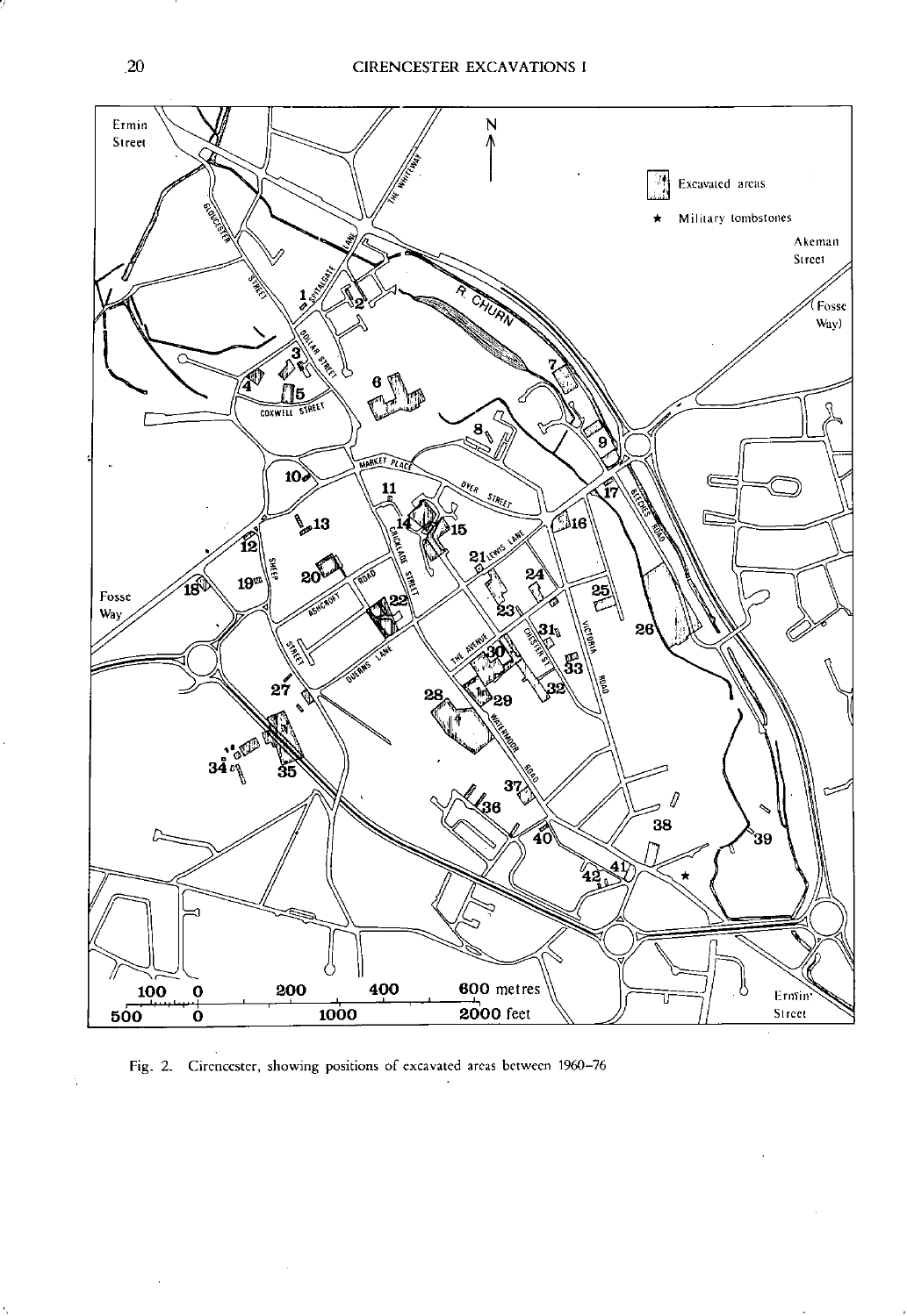Fig. 2. Cirencester, showing positions of excavated areas between 1960–76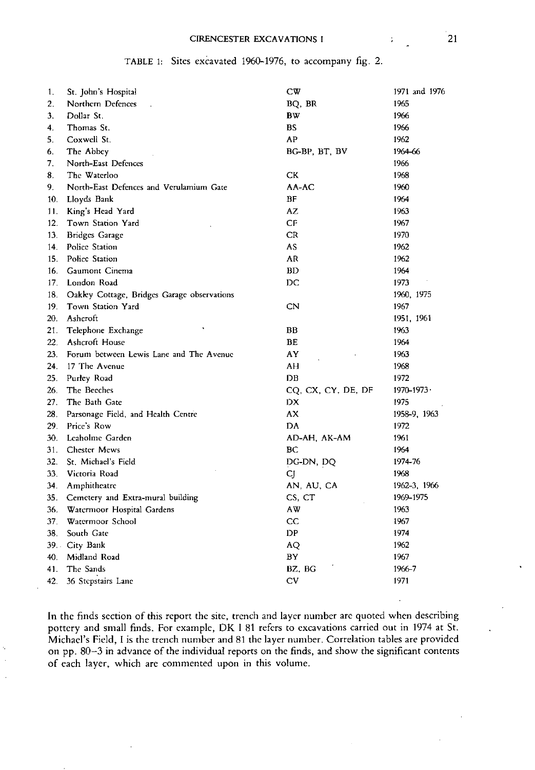TABLE 1: Sites excavated 1960-1976, to accompany fig. 2.

| | | | |
|---|---|---|---|
| 1. | St. John's Hospital | CW | 1971 and 1976 |
| 2. | Northern Defences | BQ, BR | 1965 |
| 3. | Dollar St. | BW | 1966 |
| 4. | Thomas St. | BS | 1966 |
| 5. | Coxwell St. | AP | 1962 |
| 6. | The Abbey | BG-BP, BT, BV | 1964-66 |
| 7. | North-East Defences | | 1966 |
| 8. | The Waterloo | CK | 1968 |
| 9. | North-East Defences and Verulamium Gate | AA-AC | 1960 |
| 10. | Lloyds Bank | BF | 1964 |
| 11. | King's Head Yard | AZ | 1963 |
| 12. | Town Station Yard | CF | 1967 |
| 13. | Bridges Garage | CR | 1970 |
| 14. | Police Station | AS | 1962 |
| 15. | Police Station | AR | 1962 |
| 16. | Gaumont Cinema | BD | 1964 |
| 17. | London Road | DC | 1973 |
| 18. | Oakley Cottage, Bridges Garage observations | | 1960, 1975 |
| 19. | Town Station Yard | CN | 1967 |
| 20. | Ashcroft | | 1951, 1961 |
| 21. | Telephone Exchange | BB | 1963 |
| 22. | Ashcroft House | BE | 1964 |
| 23. | Forum between Lewis Lane and The Avenue | AY | 1963 |
| 24. | 17 The Avenue | AH | 1968 |
| 25. | Purley Road | DB | 1972 |
| 26. | The Beeches | CQ, CX, CY, DE, DF | 1970-1973 |
| 27. | The Bath Gate | DX | 1975 |
| 28. | Parsonage Field, and Health Centre | AX | 1958-9, 1963 |
| 29. | Price's Row | DA | 1972 |
| 30. | Leaholme Garden | AD-AH, AK-AM | 1961 |
| 31. | Chester Mews | BC | 1964 |
| 32. | St. Michael's Field | DG-DN, DQ | 1974-76 |
| 33. | Victoria Road | CJ | 1968 |
| 34. | Amphitheatre | AN, AU, CA | 1962-3, 1966 |
| 35. | Cemetery and Extra-mural building | CS, CT | 1969-1975 |
| 36. | Watermoor Hospital Gardens | AW | 1963 |
| 37. | Watermoor School | CC | 1967 |
| 38. | South Gate | DP | 1974 |
| 39. | City Bank | AQ | 1962 |
| 40. | Midland Road | BY | 1967 |
| 41. | The Sands | BZ, BG | 1966-7 |
| 42. | 36 Stepstairs Lane | CV | 1971 |

In the finds section of this report the site, trench and layer number are quoted when describing pottery and small finds. For example, DK I 81 refers to excavations carried out in 1974 at St. Michael's Field, I is the trench number and 81 the layer number. Correlation tables are provided on pp. 80–3 in advance of the individual reports on the finds, and show the significant contents of each layer, which are commented upon in this volume.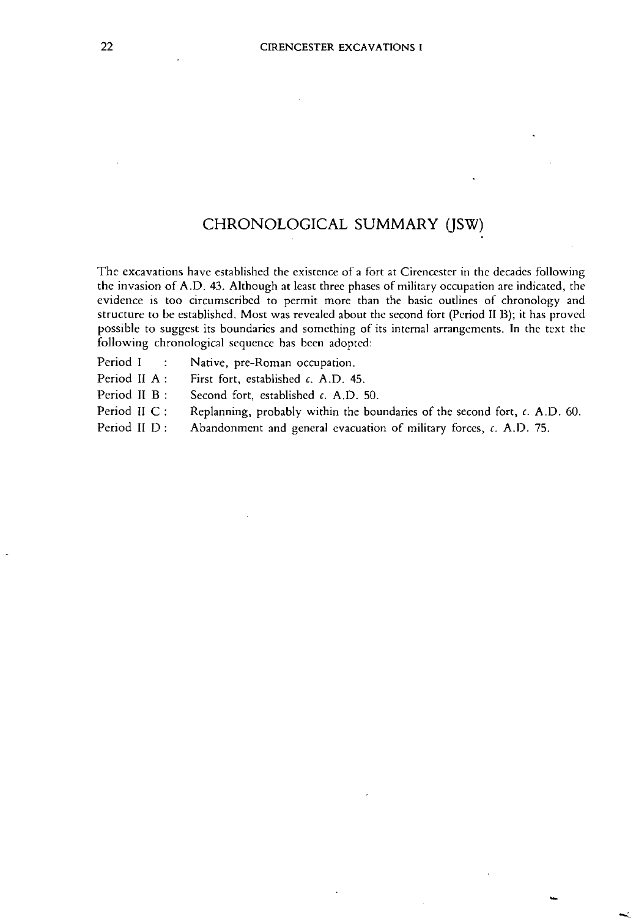## CHRONOLOGICAL SUMMARY (JSW)

The excavations have established the existence of a fort at Cirencester in the decades following the invasion of A.D. 43. Although at least three phases of military occupation are indicated, the evidence is too circumscribed to permit more than the basic outlines of chronology and structure to be established. Most was revealed about the second fort (Period II B); it has proved possible to suggest its boundaries and something of its internal arrangements. In the text the following chronological sequence has been adopted:

| | |
|---|---|
| Period I : | Native, pre-Roman occupation. |
| Period II A : | First fort, established *c.* A.D. 45. |
| Period II B : | Second fort, established *c.* A.D. 50. |
| Period II C : | Replanning, probably within the boundaries of the second fort, *c.* A.D. 60. |
| Period II D : | Abandonment and general evacuation of military forces, *c.* A.D. 75. |